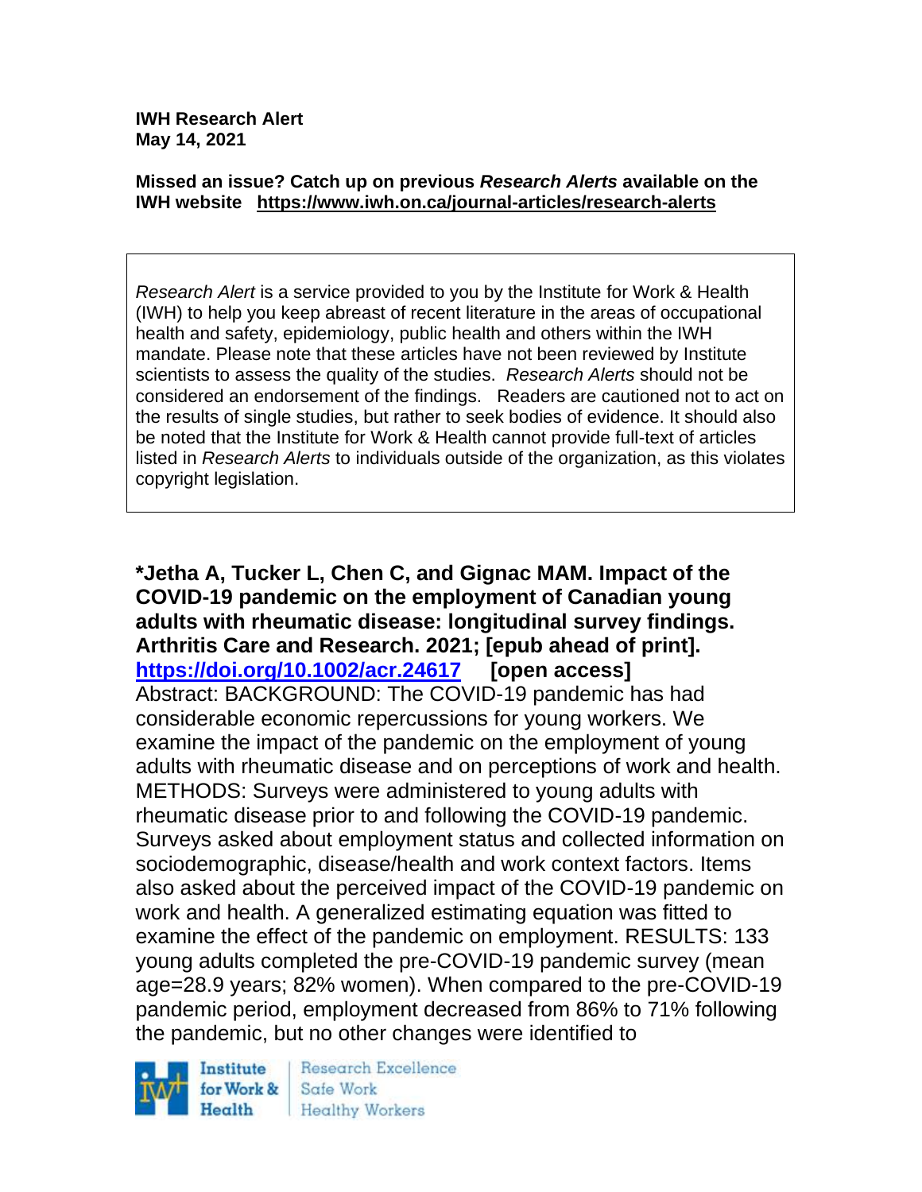**IWH Research Alert**
**May 14, 2021**

**Missed an issue? Catch up on previous *Research Alerts* available on the IWH website https://www.iwh.on.ca/journal-articles/research-alerts**

*Research Alert* is a service provided to you by the Institute for Work & Health (IWH) to help you keep abreast of recent literature in the areas of occupational health and safety, epidemiology, public health and others within the IWH mandate. Please note that these articles have not been reviewed by Institute scientists to assess the quality of the studies. *Research Alerts* should not be considered an endorsement of the findings. Readers are cautioned not to act on the results of single studies, but rather to seek bodies of evidence. It should also be noted that the Institute for Work & Health cannot provide full-text of articles listed in *Research Alerts* to individuals outside of the organization, as this violates copyright legislation.

**\*Jetha A, Tucker L, Chen C, and Gignac MAM. Impact of the COVID-19 pandemic on the employment of Canadian young adults with rheumatic disease: longitudinal survey findings. Arthritis Care and Research. 2021; [epub ahead of print].**
**https://doi.org/10.1002/acr.24617 [open access]**
Abstract: BACKGROUND: The COVID-19 pandemic has had considerable economic repercussions for young workers. We examine the impact of the pandemic on the employment of young adults with rheumatic disease and on perceptions of work and health. METHODS: Surveys were administered to young adults with rheumatic disease prior to and following the COVID-19 pandemic. Surveys asked about employment status and collected information on sociodemographic, disease/health and work context factors. Items also asked about the perceived impact of the COVID-19 pandemic on work and health. A generalized estimating equation was fitted to examine the effect of the pandemic on employment. RESULTS: 133 young adults completed the pre-COVID-19 pandemic survey (mean age=28.9 years; 82% women). When compared to the pre-COVID-19 pandemic period, employment decreased from 86% to 71% following the pandemic, but no other changes were identified to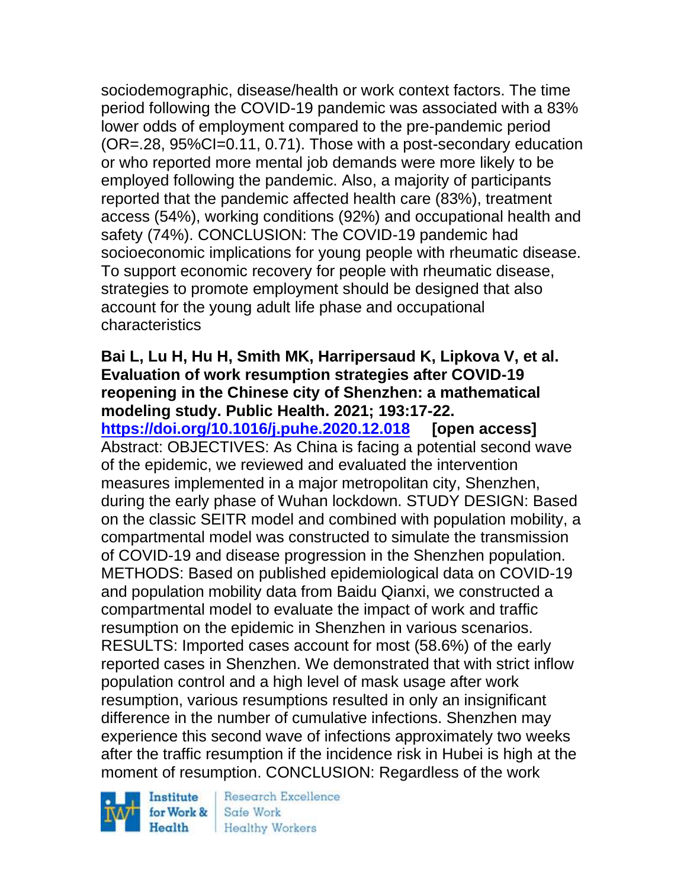sociodemographic, disease/health or work context factors. The time period following the COVID-19 pandemic was associated with a 83% lower odds of employment compared to the pre-pandemic period (OR=.28, 95%CI=0.11, 0.71). Those with a post-secondary education or who reported more mental job demands were more likely to be employed following the pandemic. Also, a majority of participants reported that the pandemic affected health care (83%), treatment access (54%), working conditions (92%) and occupational health and safety (74%). CONCLUSION: The COVID-19 pandemic had socioeconomic implications for young people with rheumatic disease. To support economic recovery for people with rheumatic disease, strategies to promote employment should be designed that also account for the young adult life phase and occupational characteristics

**Bai L, Lu H, Hu H, Smith MK, Harripersaud K, Lipkova V, et al. Evaluation of work resumption strategies after COVID-19 reopening in the Chinese city of Shenzhen: a mathematical modeling study. Public Health. 2021; 193:17-22. https://doi.org/10.1016/j.puhe.2020.12.018 [open access]**
Abstract: OBJECTIVES: As China is facing a potential second wave of the epidemic, we reviewed and evaluated the intervention measures implemented in a major metropolitan city, Shenzhen, during the early phase of Wuhan lockdown. STUDY DESIGN: Based on the classic SEITR model and combined with population mobility, a compartmental model was constructed to simulate the transmission of COVID-19 and disease progression in the Shenzhen population. METHODS: Based on published epidemiological data on COVID-19 and population mobility data from Baidu Qianxi, we constructed a compartmental model to evaluate the impact of work and traffic resumption on the epidemic in Shenzhen in various scenarios. RESULTS: Imported cases account for most (58.6%) of the early reported cases in Shenzhen. We demonstrated that with strict inflow population control and a high level of mask usage after work resumption, various resumptions resulted in only an insignificant difference in the number of cumulative infections. Shenzhen may experience this second wave of infections approximately two weeks after the traffic resumption if the incidence risk in Hubei is high at the moment of resumption. CONCLUSION: Regardless of the work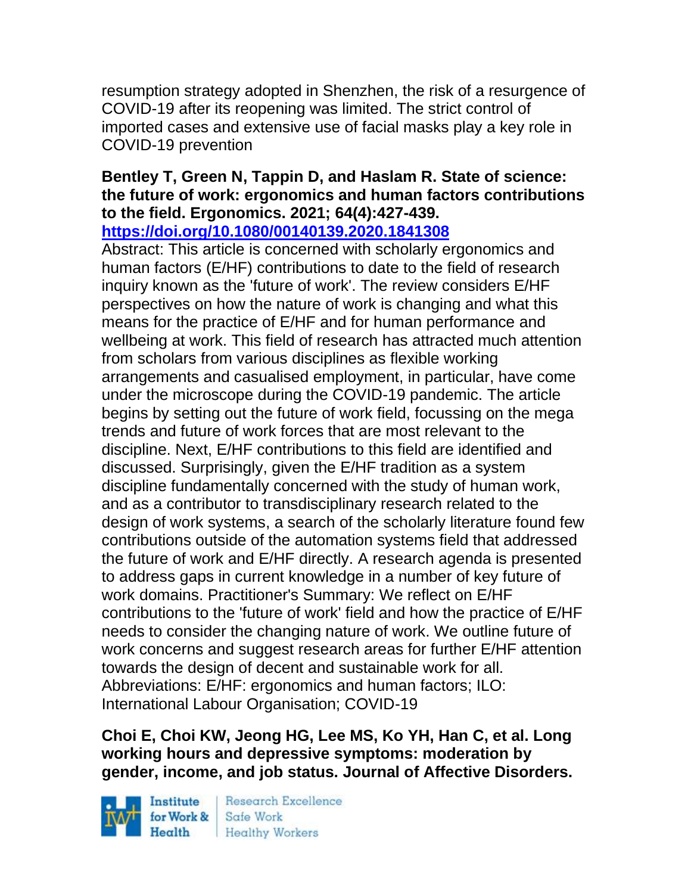resumption strategy adopted in Shenzhen, the risk of a resurgence of COVID-19 after its reopening was limited. The strict control of imported cases and extensive use of facial masks play a key role in COVID-19 prevention

**Bentley T, Green N, Tappin D, and Haslam R. State of science: the future of work: ergonomics and human factors contributions to the field. Ergonomics. 2021; 64(4):427-439.**
**https://doi.org/10.1080/00140139.2020.1841308**

Abstract: This article is concerned with scholarly ergonomics and human factors (E/HF) contributions to date to the field of research inquiry known as the 'future of work'. The review considers E/HF perspectives on how the nature of work is changing and what this means for the practice of E/HF and for human performance and wellbeing at work. This field of research has attracted much attention from scholars from various disciplines as flexible working arrangements and casualised employment, in particular, have come under the microscope during the COVID-19 pandemic. The article begins by setting out the future of work field, focussing on the mega trends and future of work forces that are most relevant to the discipline. Next, E/HF contributions to this field are identified and discussed. Surprisingly, given the E/HF tradition as a system discipline fundamentally concerned with the study of human work, and as a contributor to transdisciplinary research related to the design of work systems, a search of the scholarly literature found few contributions outside of the automation systems field that addressed the future of work and E/HF directly. A research agenda is presented to address gaps in current knowledge in a number of key future of work domains. Practitioner's Summary: We reflect on E/HF contributions to the 'future of work' field and how the practice of E/HF needs to consider the changing nature of work. We outline future of work concerns and suggest research areas for further E/HF attention towards the design of decent and sustainable work for all. Abbreviations: E/HF: ergonomics and human factors; ILO: International Labour Organisation; COVID-19

**Choi E, Choi KW, Jeong HG, Lee MS, Ko YH, Han C, et al. Long working hours and depressive symptoms: moderation by gender, income, and job status. Journal of Affective Disorders.**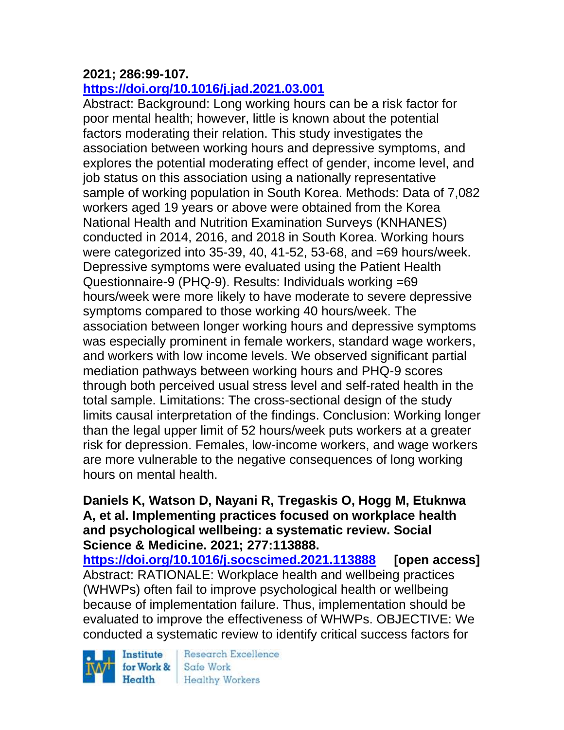**2021; 286:99-107.**
**https://doi.org/10.1016/j.jad.2021.03.001**

Abstract: Background: Long working hours can be a risk factor for poor mental health; however, little is known about the potential factors moderating their relation. This study investigates the association between working hours and depressive symptoms, and explores the potential moderating effect of gender, income level, and job status on this association using a nationally representative sample of working population in South Korea. Methods: Data of 7,082 workers aged 19 years or above were obtained from the Korea National Health and Nutrition Examination Surveys (KNHANES) conducted in 2014, 2016, and 2018 in South Korea. Working hours were categorized into 35-39, 40, 41-52, 53-68, and =69 hours/week. Depressive symptoms were evaluated using the Patient Health Questionnaire-9 (PHQ-9). Results: Individuals working =69 hours/week were more likely to have moderate to severe depressive symptoms compared to those working 40 hours/week. The association between longer working hours and depressive symptoms was especially prominent in female workers, standard wage workers, and workers with low income levels. We observed significant partial mediation pathways between working hours and PHQ-9 scores through both perceived usual stress level and self-rated health in the total sample. Limitations: The cross-sectional design of the study limits causal interpretation of the findings. Conclusion: Working longer than the legal upper limit of 52 hours/week puts workers at a greater risk for depression. Females, low-income workers, and wage workers are more vulnerable to the negative consequences of long working hours on mental health.

**Daniels K, Watson D, Nayani R, Tregaskis O, Hogg M, Etuknwa A, et al. Implementing practices focused on workplace health and psychological wellbeing: a systematic review. Social Science & Medicine. 2021; 277:113888.**
**https://doi.org/10.1016/j.socscimed.2021.113888** **[open access]**

Abstract: RATIONALE: Workplace health and wellbeing practices (WHWPs) often fail to improve psychological health or wellbeing because of implementation failure. Thus, implementation should be evaluated to improve the effectiveness of WHWPs. OBJECTIVE: We conducted a systematic review to identify critical success factors for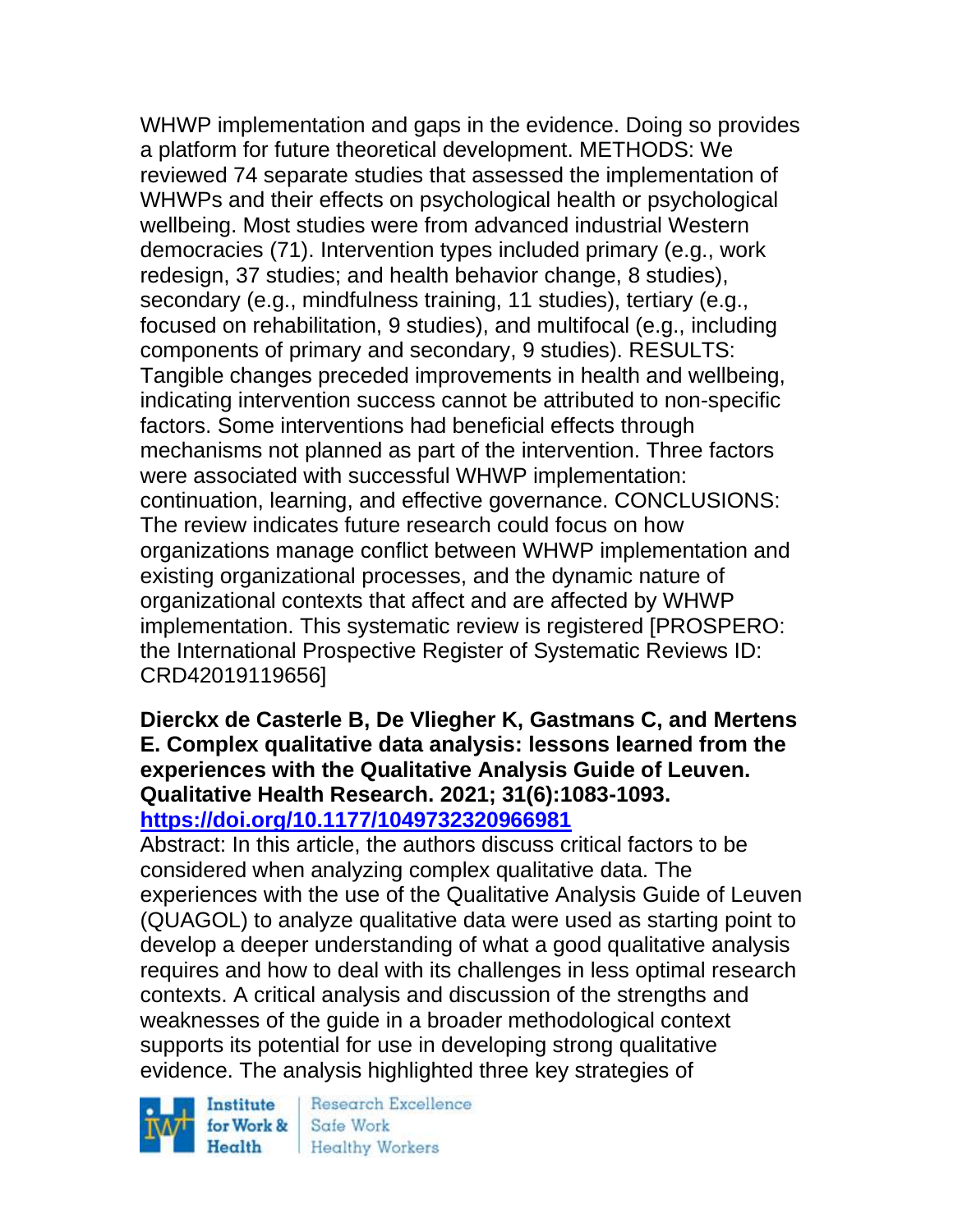WHWP implementation and gaps in the evidence. Doing so provides a platform for future theoretical development. METHODS: We reviewed 74 separate studies that assessed the implementation of WHWPs and their effects on psychological health or psychological wellbeing. Most studies were from advanced industrial Western democracies (71). Intervention types included primary (e.g., work redesign, 37 studies; and health behavior change, 8 studies), secondary (e.g., mindfulness training, 11 studies), tertiary (e.g., focused on rehabilitation, 9 studies), and multifocal (e.g., including components of primary and secondary, 9 studies). RESULTS: Tangible changes preceded improvements in health and wellbeing, indicating intervention success cannot be attributed to non-specific factors. Some interventions had beneficial effects through mechanisms not planned as part of the intervention. Three factors were associated with successful WHWP implementation: continuation, learning, and effective governance. CONCLUSIONS: The review indicates future research could focus on how organizations manage conflict between WHWP implementation and existing organizational processes, and the dynamic nature of organizational contexts that affect and are affected by WHWP implementation. This systematic review is registered [PROSPERO: the International Prospective Register of Systematic Reviews ID: CRD42019119656]

**Dierckx de Casterle B, De Vliegher K, Gastmans C, and Mertens E. Complex qualitative data analysis: lessons learned from the experiences with the Qualitative Analysis Guide of Leuven. Qualitative Health Research. 2021; 31(6):1083-1093. https://doi.org/10.1177/1049732320966981**

Abstract: In this article, the authors discuss critical factors to be considered when analyzing complex qualitative data. The experiences with the use of the Qualitative Analysis Guide of Leuven (QUAGOL) to analyze qualitative data were used as starting point to develop a deeper understanding of what a good qualitative analysis requires and how to deal with its challenges in less optimal research contexts. A critical analysis and discussion of the strengths and weaknesses of the guide in a broader methodological context supports its potential for use in developing strong qualitative evidence. The analysis highlighted three key strategies of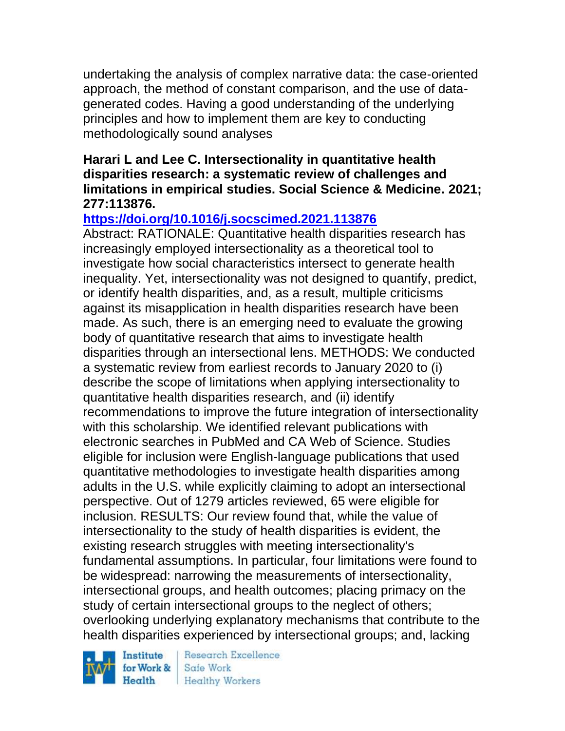undertaking the analysis of complex narrative data: the case-oriented approach, the method of constant comparison, and the use of data-generated codes. Having a good understanding of the underlying principles and how to implement them are key to conducting methodologically sound analyses

**Harari L and Lee C. Intersectionality in quantitative health disparities research: a systematic review of challenges and limitations in empirical studies. Social Science & Medicine. 2021; 277:113876.**

**https://doi.org/10.1016/j.socscimed.2021.113876**

Abstract: RATIONALE: Quantitative health disparities research has increasingly employed intersectionality as a theoretical tool to investigate how social characteristics intersect to generate health inequality. Yet, intersectionality was not designed to quantify, predict, or identify health disparities, and, as a result, multiple criticisms against its misapplication in health disparities research have been made. As such, there is an emerging need to evaluate the growing body of quantitative research that aims to investigate health disparities through an intersectional lens. METHODS: We conducted a systematic review from earliest records to January 2020 to (i) describe the scope of limitations when applying intersectionality to quantitative health disparities research, and (ii) identify recommendations to improve the future integration of intersectionality with this scholarship. We identified relevant publications with electronic searches in PubMed and CA Web of Science. Studies eligible for inclusion were English-language publications that used quantitative methodologies to investigate health disparities among adults in the U.S. while explicitly claiming to adopt an intersectional perspective. Out of 1279 articles reviewed, 65 were eligible for inclusion. RESULTS: Our review found that, while the value of intersectionality to the study of health disparities is evident, the existing research struggles with meeting intersectionality's fundamental assumptions. In particular, four limitations were found to be widespread: narrowing the measurements of intersectionality, intersectional groups, and health outcomes; placing primacy on the study of certain intersectional groups to the neglect of others; overlooking underlying explanatory mechanisms that contribute to the health disparities experienced by intersectional groups; and, lacking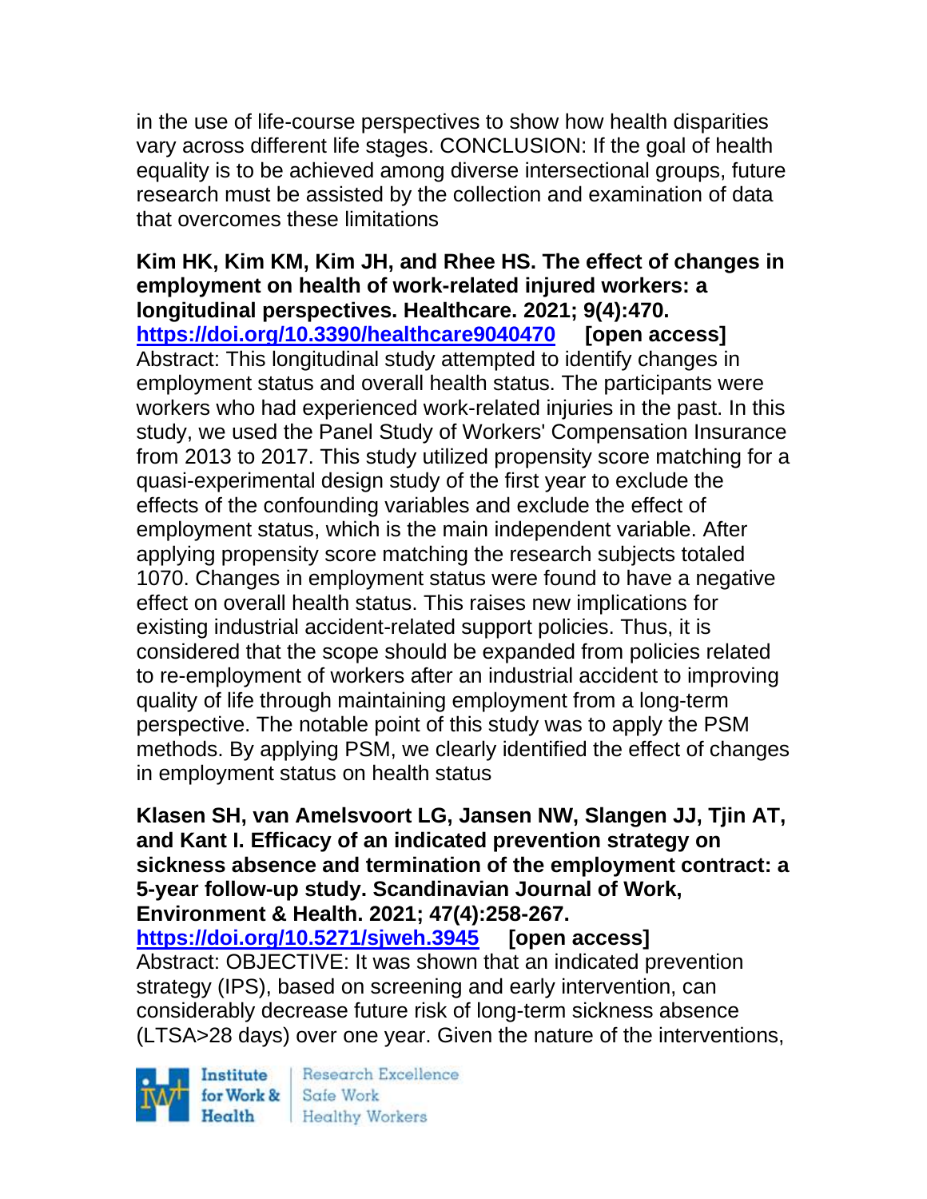in the use of life-course perspectives to show how health disparities vary across different life stages. CONCLUSION: If the goal of health equality is to be achieved among diverse intersectional groups, future research must be assisted by the collection and examination of data that overcomes these limitations

**Kim HK, Kim KM, Kim JH, and Rhee HS. The effect of changes in employment on health of work-related injured workers: a longitudinal perspectives. Healthcare. 2021; 9(4):470. https://doi.org/10.3390/healthcare9040470 [open access]**
Abstract: This longitudinal study attempted to identify changes in employment status and overall health status. The participants were workers who had experienced work-related injuries in the past. In this study, we used the Panel Study of Workers' Compensation Insurance from 2013 to 2017. This study utilized propensity score matching for a quasi-experimental design study of the first year to exclude the effects of the confounding variables and exclude the effect of employment status, which is the main independent variable. After applying propensity score matching the research subjects totaled 1070. Changes in employment status were found to have a negative effect on overall health status. This raises new implications for existing industrial accident-related support policies. Thus, it is considered that the scope should be expanded from policies related to re-employment of workers after an industrial accident to improving quality of life through maintaining employment from a long-term perspective. The notable point of this study was to apply the PSM methods. By applying PSM, we clearly identified the effect of changes in employment status on health status

**Klasen SH, van Amelsvoort LG, Jansen NW, Slangen JJ, Tjin AT, and Kant I. Efficacy of an indicated prevention strategy on sickness absence and termination of the employment contract: a 5-year follow-up study. Scandinavian Journal of Work, Environment & Health. 2021; 47(4):258-267. https://doi.org/10.5271/sjweh.3945 [open access]**
Abstract: OBJECTIVE: It was shown that an indicated prevention strategy (IPS), based on screening and early intervention, can considerably decrease future risk of long-term sickness absence (LTSA>28 days) over one year. Given the nature of the interventions,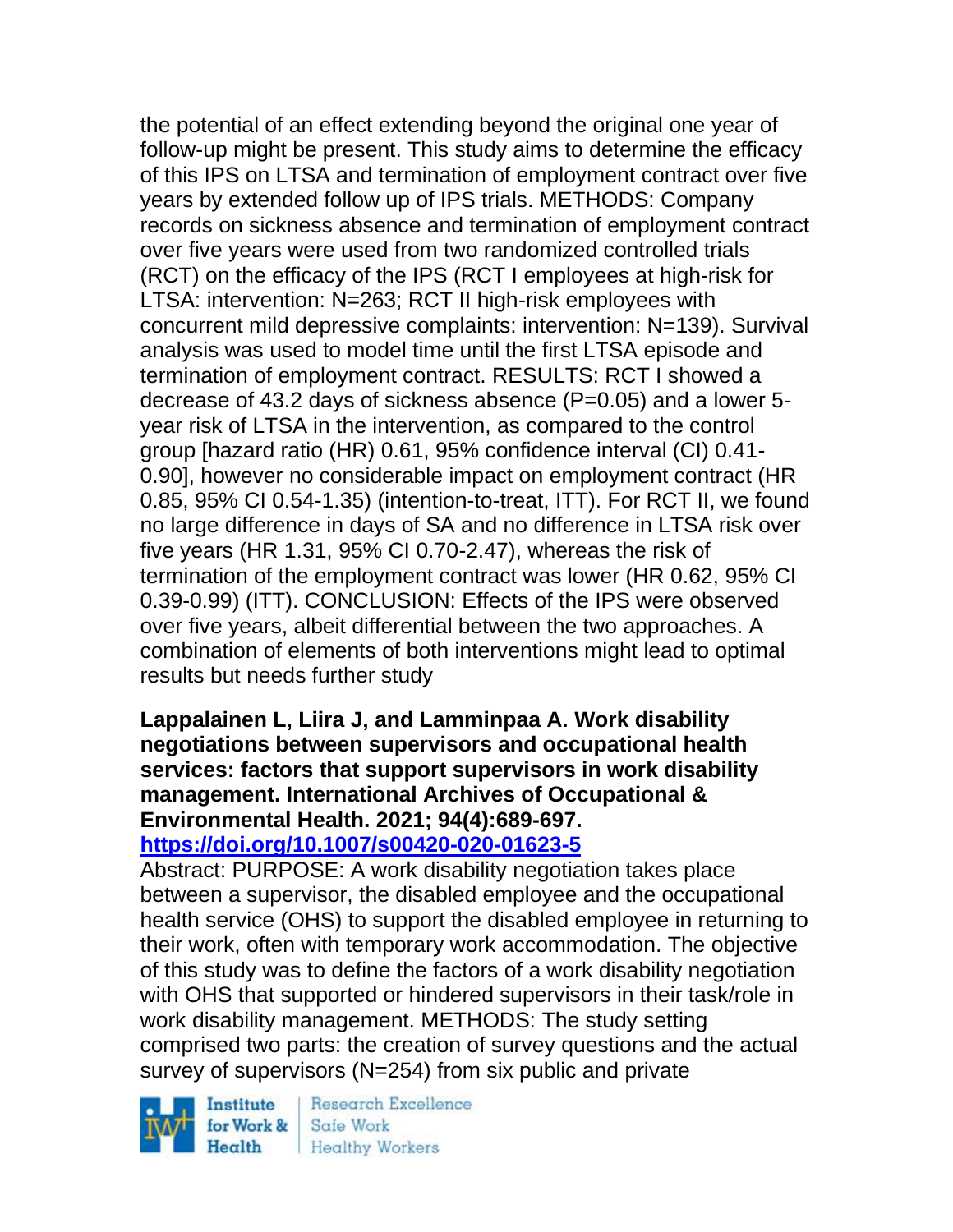the potential of an effect extending beyond the original one year of follow-up might be present. This study aims to determine the efficacy of this IPS on LTSA and termination of employment contract over five years by extended follow up of IPS trials. METHODS: Company records on sickness absence and termination of employment contract over five years were used from two randomized controlled trials (RCT) on the efficacy of the IPS (RCT I employees at high-risk for LTSA: intervention: N=263; RCT II high-risk employees with concurrent mild depressive complaints: intervention: N=139). Survival analysis was used to model time until the first LTSA episode and termination of employment contract. RESULTS: RCT I showed a decrease of 43.2 days of sickness absence (P=0.05) and a lower 5-year risk of LTSA in the intervention, as compared to the control group [hazard ratio (HR) 0.61, 95% confidence interval (CI) 0.41-0.90], however no considerable impact on employment contract (HR 0.85, 95% CI 0.54-1.35) (intention-to-treat, ITT). For RCT II, we found no large difference in days of SA and no difference in LTSA risk over five years (HR 1.31, 95% CI 0.70-2.47), whereas the risk of termination of the employment contract was lower (HR 0.62, 95% CI 0.39-0.99) (ITT). CONCLUSION: Effects of the IPS were observed over five years, albeit differential between the two approaches. A combination of elements of both interventions might lead to optimal results but needs further study

**Lappalainen L, Liira J, and Lamminpaa A. Work disability negotiations between supervisors and occupational health services: factors that support supervisors in work disability management. International Archives of Occupational & Environmental Health. 2021; 94(4):689-697.**
**https://doi.org/10.1007/s00420-020-01623-5**

Abstract: PURPOSE: A work disability negotiation takes place between a supervisor, the disabled employee and the occupational health service (OHS) to support the disabled employee in returning to their work, often with temporary work accommodation. The objective of this study was to define the factors of a work disability negotiation with OHS that supported or hindered supervisors in their task/role in work disability management. METHODS: The study setting comprised two parts: the creation of survey questions and the actual survey of supervisors (N=254) from six public and private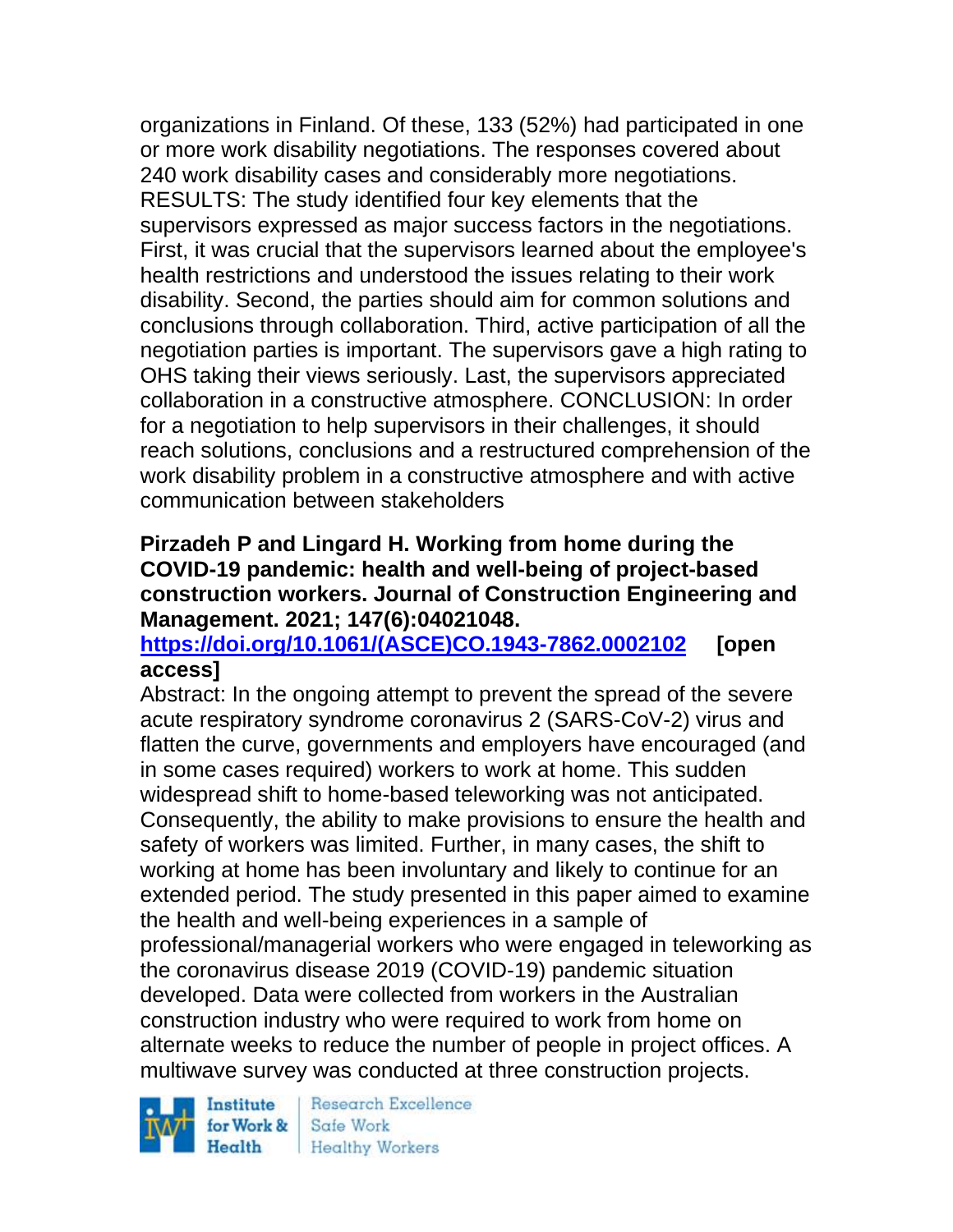organizations in Finland. Of these, 133 (52%) had participated in one or more work disability negotiations. The responses covered about 240 work disability cases and considerably more negotiations. RESULTS: The study identified four key elements that the supervisors expressed as major success factors in the negotiations. First, it was crucial that the supervisors learned about the employee's health restrictions and understood the issues relating to their work disability. Second, the parties should aim for common solutions and conclusions through collaboration. Third, active participation of all the negotiation parties is important. The supervisors gave a high rating to OHS taking their views seriously. Last, the supervisors appreciated collaboration in a constructive atmosphere. CONCLUSION: In order for a negotiation to help supervisors in their challenges, it should reach solutions, conclusions and a restructured comprehension of the work disability problem in a constructive atmosphere and with active communication between stakeholders

**Pirzadeh P and Lingard H. Working from home during the COVID-19 pandemic: health and well-being of project-based construction workers. Journal of Construction Engineering and Management. 2021; 147(6):04021048.**
**[https://doi.org/10.1061/(ASCE)CO.1943-7862.0002102](https://doi.org/10.1061/(ASCE)CO.1943-7862.0002102) [open access]**
Abstract: In the ongoing attempt to prevent the spread of the severe acute respiratory syndrome coronavirus 2 (SARS-CoV-2) virus and flatten the curve, governments and employers have encouraged (and in some cases required) workers to work at home. This sudden widespread shift to home-based teleworking was not anticipated. Consequently, the ability to make provisions to ensure the health and safety of workers was limited. Further, in many cases, the shift to working at home has been involuntary and likely to continue for an extended period. The study presented in this paper aimed to examine the health and well-being experiences in a sample of professional/managerial workers who were engaged in teleworking as the coronavirus disease 2019 (COVID-19) pandemic situation developed. Data were collected from workers in the Australian construction industry who were required to work from home on alternate weeks to reduce the number of people in project offices. A multiwave survey was conducted at three construction projects.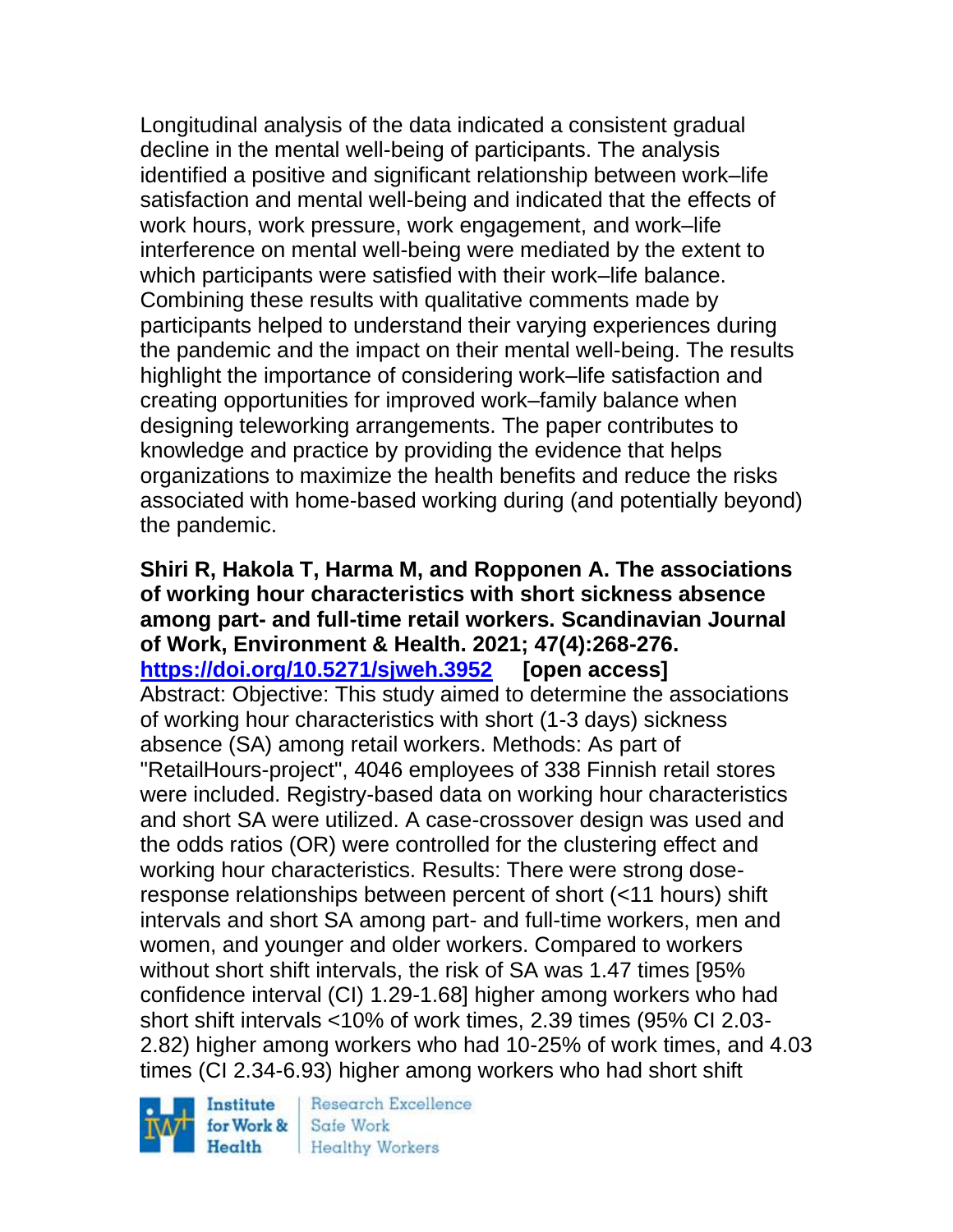Longitudinal analysis of the data indicated a consistent gradual decline in the mental well-being of participants. The analysis identified a positive and significant relationship between work–life satisfaction and mental well-being and indicated that the effects of work hours, work pressure, work engagement, and work–life interference on mental well-being were mediated by the extent to which participants were satisfied with their work–life balance. Combining these results with qualitative comments made by participants helped to understand their varying experiences during the pandemic and the impact on their mental well-being. The results highlight the importance of considering work–life satisfaction and creating opportunities for improved work–family balance when designing teleworking arrangements. The paper contributes to knowledge and practice by providing the evidence that helps organizations to maximize the health benefits and reduce the risks associated with home-based working during (and potentially beyond) the pandemic.

**Shiri R, Hakola T, Harma M, and Ropponen A. The associations of working hour characteristics with short sickness absence among part- and full-time retail workers. Scandinavian Journal of Work, Environment & Health. 2021; 47(4):268-276. https://doi.org/10.5271/sjweh.3952 [open access]**
Abstract: Objective: This study aimed to determine the associations of working hour characteristics with short (1-3 days) sickness absence (SA) among retail workers. Methods: As part of "RetailHours-project", 4046 employees of 338 Finnish retail stores were included. Registry-based data on working hour characteristics and short SA were utilized. A case-crossover design was used and the odds ratios (OR) were controlled for the clustering effect and working hour characteristics. Results: There were strong dose-response relationships between percent of short (<11 hours) shift intervals and short SA among part- and full-time workers, men and women, and younger and older workers. Compared to workers without short shift intervals, the risk of SA was 1.47 times [95% confidence interval (CI) 1.29-1.68] higher among workers who had short shift intervals <10% of work times, 2.39 times (95% CI 2.03-2.82) higher among workers who had 10-25% of work times, and 4.03 times (CI 2.34-6.93) higher among workers who had short shift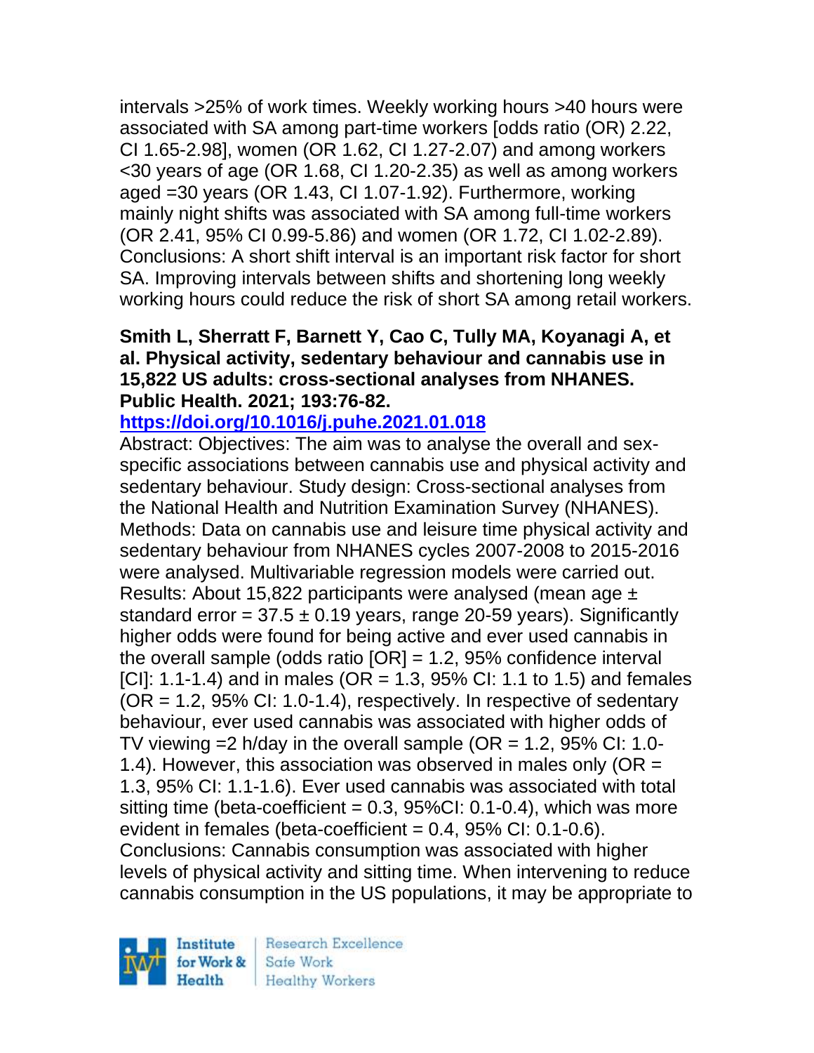intervals >25% of work times. Weekly working hours >40 hours were associated with SA among part-time workers [odds ratio (OR) 2.22, CI 1.65-2.98], women (OR 1.62, CI 1.27-2.07) and among workers <30 years of age (OR 1.68, CI 1.20-2.35) as well as among workers aged =30 years (OR 1.43, CI 1.07-1.92). Furthermore, working mainly night shifts was associated with SA among full-time workers (OR 2.41, 95% CI 0.99-5.86) and women (OR 1.72, CI 1.02-2.89). Conclusions: A short shift interval is an important risk factor for short SA. Improving intervals between shifts and shortening long weekly working hours could reduce the risk of short SA among retail workers.

**Smith L, Sherratt F, Barnett Y, Cao C, Tully MA, Koyanagi A, et al. Physical activity, sedentary behaviour and cannabis use in 15,822 US adults: cross-sectional analyses from NHANES. Public Health. 2021; 193:76-82.**

**https://doi.org/10.1016/j.puhe.2021.01.018**

Abstract: Objectives: The aim was to analyse the overall and sex-specific associations between cannabis use and physical activity and sedentary behaviour. Study design: Cross-sectional analyses from the National Health and Nutrition Examination Survey (NHANES). Methods: Data on cannabis use and leisure time physical activity and sedentary behaviour from NHANES cycles 2007-2008 to 2015-2016 were analysed. Multivariable regression models were carried out. Results: About 15,822 participants were analysed (mean age ± standard error = 37.5 ± 0.19 years, range 20-59 years). Significantly higher odds were found for being active and ever used cannabis in the overall sample (odds ratio [OR] = 1.2, 95% confidence interval [CI]: 1.1-1.4) and in males (OR = 1.3, 95% CI: 1.1 to 1.5) and females (OR = 1.2, 95% CI: 1.0-1.4), respectively. In respective of sedentary behaviour, ever used cannabis was associated with higher odds of TV viewing =2 h/day in the overall sample (OR = 1.2, 95% CI: 1.0-1.4). However, this association was observed in males only (OR = 1.3, 95% CI: 1.1-1.6). Ever used cannabis was associated with total sitting time (beta-coefficient = 0.3, 95%CI: 0.1-0.4), which was more evident in females (beta-coefficient = 0.4, 95% CI: 0.1-0.6). Conclusions: Cannabis consumption was associated with higher levels of physical activity and sitting time. When intervening to reduce cannabis consumption in the US populations, it may be appropriate to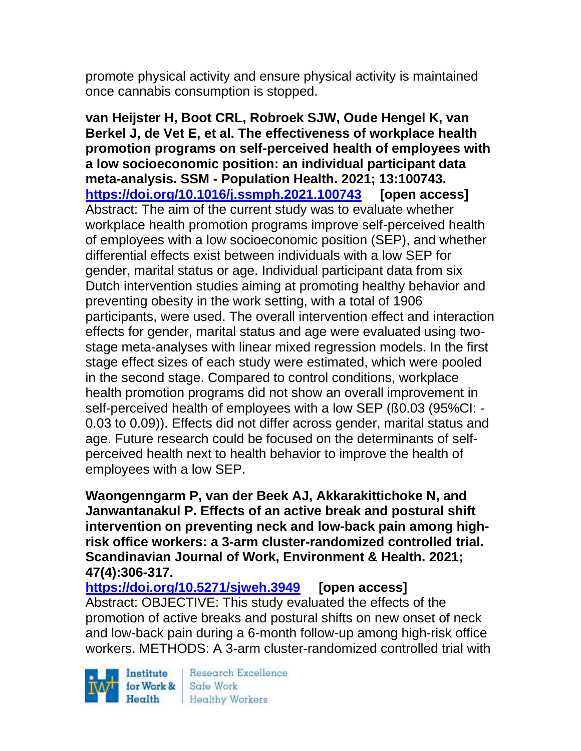promote physical activity and ensure physical activity is maintained once cannabis consumption is stopped.

**van Heijster H, Boot CRL, Robroek SJW, Oude Hengel K, van Berkel J, de Vet E, et al. The effectiveness of workplace health promotion programs on self-perceived health of employees with a low socioeconomic position: an individual participant data meta-analysis. SSM - Population Health. 2021; 13:100743.**
**https://doi.org/10.1016/j.ssmph.2021.100743 [open access]**
Abstract: The aim of the current study was to evaluate whether workplace health promotion programs improve self-perceived health of employees with a low socioeconomic position (SEP), and whether differential effects exist between individuals with a low SEP for gender, marital status or age. Individual participant data from six Dutch intervention studies aiming at promoting healthy behavior and preventing obesity in the work setting, with a total of 1906 participants, were used. The overall intervention effect and interaction effects for gender, marital status and age were evaluated using two-stage meta-analyses with linear mixed regression models. In the first stage effect sizes of each study were estimated, which were pooled in the second stage. Compared to control conditions, workplace health promotion programs did not show an overall improvement in self-perceived health of employees with a low SEP (ß0.03 (95%CI: -0.03 to 0.09)). Effects did not differ across gender, marital status and age. Future research could be focused on the determinants of self-perceived health next to health behavior to improve the health of employees with a low SEP.

**Waongenngarm P, van der Beek AJ, Akkarakittichoke N, and Janwantanakul P. Effects of an active break and postural shift intervention on preventing neck and low-back pain among high-risk office workers: a 3-arm cluster-randomized controlled trial. Scandinavian Journal of Work, Environment & Health. 2021; 47(4):306-317.**
**https://doi.org/10.5271/sjweh.3949 [open access]**
Abstract: OBJECTIVE: This study evaluated the effects of the promotion of active breaks and postural shifts on new onset of neck and low-back pain during a 6-month follow-up among high-risk office workers. METHODS: A 3-arm cluster-randomized controlled trial with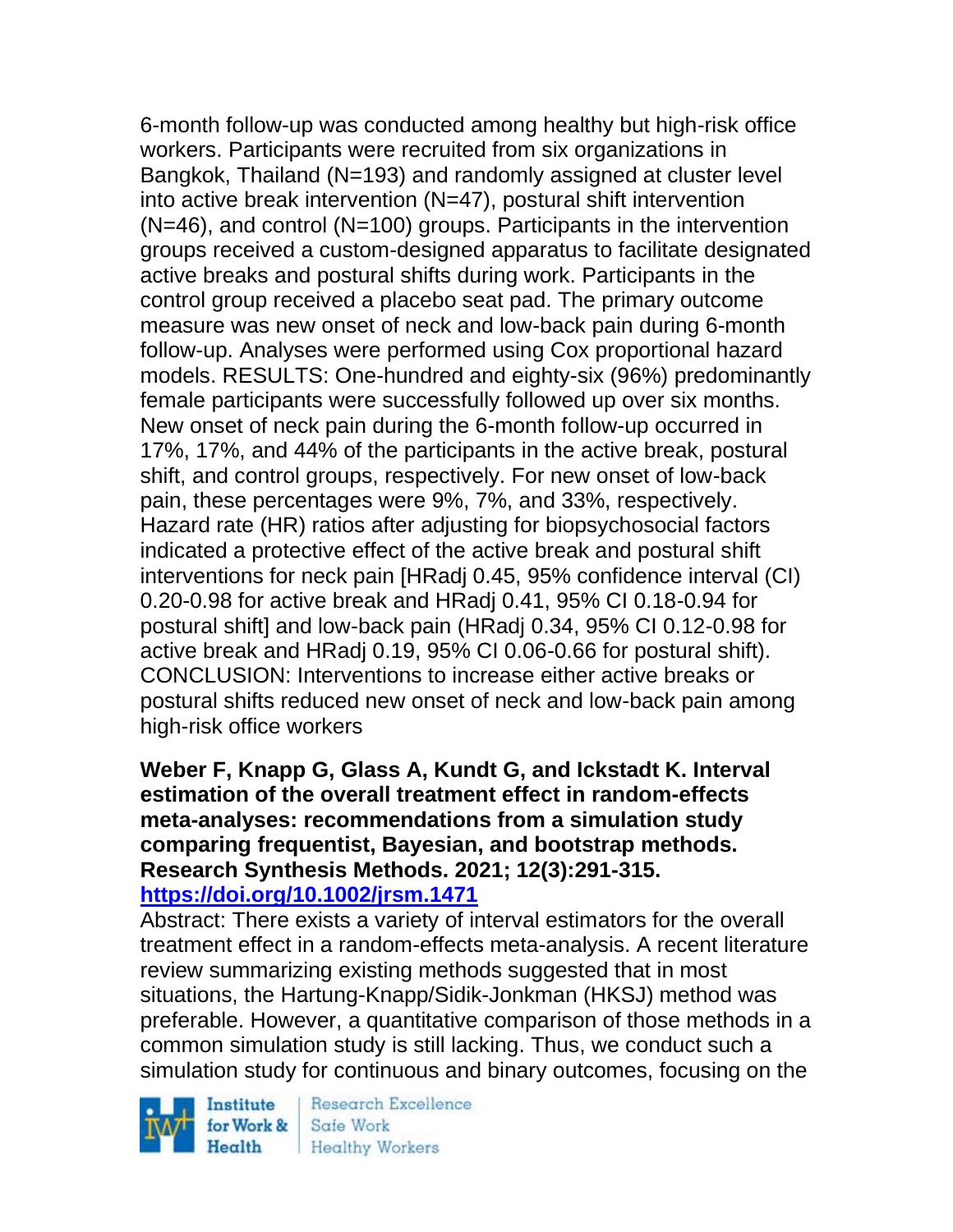6-month follow-up was conducted among healthy but high-risk office workers. Participants were recruited from six organizations in Bangkok, Thailand (N=193) and randomly assigned at cluster level into active break intervention (N=47), postural shift intervention (N=46), and control (N=100) groups. Participants in the intervention groups received a custom-designed apparatus to facilitate designated active breaks and postural shifts during work. Participants in the control group received a placebo seat pad. The primary outcome measure was new onset of neck and low-back pain during 6-month follow-up. Analyses were performed using Cox proportional hazard models. RESULTS: One-hundred and eighty-six (96%) predominantly female participants were successfully followed up over six months. New onset of neck pain during the 6-month follow-up occurred in 17%, 17%, and 44% of the participants in the active break, postural shift, and control groups, respectively. For new onset of low-back pain, these percentages were 9%, 7%, and 33%, respectively. Hazard rate (HR) ratios after adjusting for biopsychosocial factors indicated a protective effect of the active break and postural shift interventions for neck pain [HRadj 0.45, 95% confidence interval (CI) 0.20-0.98 for active break and HRadj 0.41, 95% CI 0.18-0.94 for postural shift] and low-back pain (HRadj 0.34, 95% CI 0.12-0.98 for active break and HRadj 0.19, 95% CI 0.06-0.66 for postural shift). CONCLUSION: Interventions to increase either active breaks or postural shifts reduced new onset of neck and low-back pain among high-risk office workers

**Weber F, Knapp G, Glass A, Kundt G, and Ickstadt K. Interval estimation of the overall treatment effect in random-effects meta-analyses: recommendations from a simulation study comparing frequentist, Bayesian, and bootstrap methods. Research Synthesis Methods. 2021; 12(3):291-315. https://doi.org/10.1002/jrsm.1471**

Abstract: There exists a variety of interval estimators for the overall treatment effect in a random-effects meta-analysis. A recent literature review summarizing existing methods suggested that in most situations, the Hartung-Knapp/Sidik-Jonkman (HKSJ) method was preferable. However, a quantitative comparison of those methods in a common simulation study is still lacking. Thus, we conduct such a simulation study for continuous and binary outcomes, focusing on the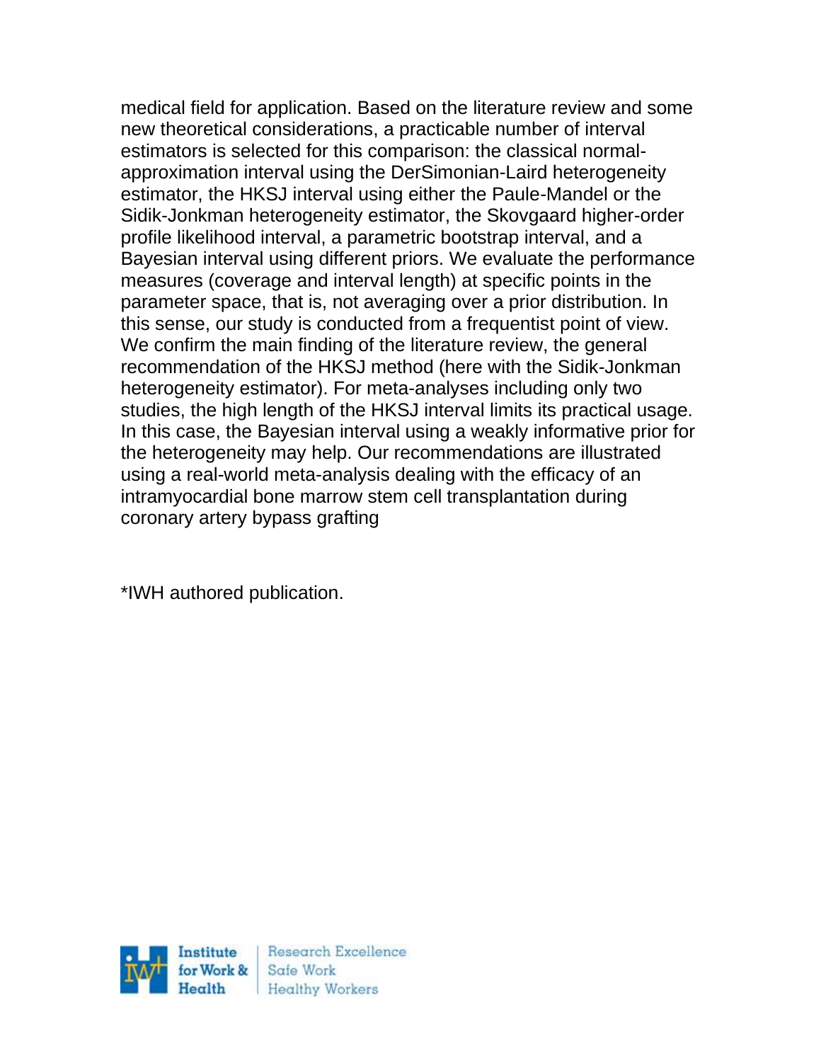medical field for application. Based on the literature review and some new theoretical considerations, a practicable number of interval estimators is selected for this comparison: the classical normal-approximation interval using the DerSimonian-Laird heterogeneity estimator, the HKSJ interval using either the Paule-Mandel or the Sidik-Jonkman heterogeneity estimator, the Skovgaard higher-order profile likelihood interval, a parametric bootstrap interval, and a Bayesian interval using different priors. We evaluate the performance measures (coverage and interval length) at specific points in the parameter space, that is, not averaging over a prior distribution. In this sense, our study is conducted from a frequentist point of view. We confirm the main finding of the literature review, the general recommendation of the HKSJ method (here with the Sidik-Jonkman heterogeneity estimator). For meta-analyses including only two studies, the high length of the HKSJ interval limits its practical usage. In this case, the Bayesian interval using a weakly informative prior for the heterogeneity may help. Our recommendations are illustrated using a real-world meta-analysis dealing with the efficacy of an intramyocardial bone marrow stem cell transplantation during coronary artery bypass grafting

*IWH authored publication.